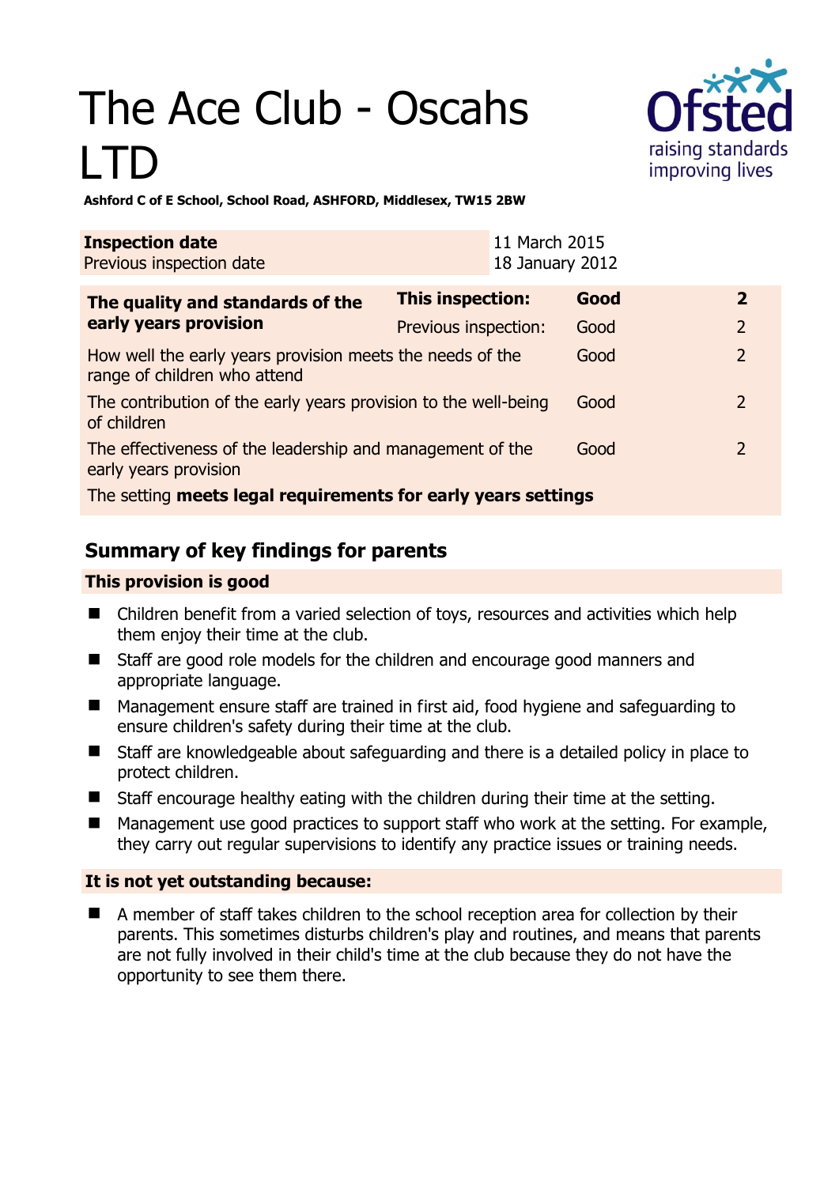# The Ace Club - Oscahs LTD

**Ashford C of E School, School Road, ASHFORD, Middlesex, TW15 2BW**

| **Inspection date** | 11 March 2015 |
|---|---|
| Previous inspection date | 18 January 2012 |

| **The quality and standards of the early years provision** | **This inspection:** | **Good** | **2** |
|---|---|---|---|
| | Previous inspection: | Good | 2 |
| How well the early years provision meets the needs of the range of children who attend | | Good | 2 |
| The contribution of the early years provision to the well-being of children | | Good | 2 |
| The effectiveness of the leadership and management of the early years provision | | Good | 2 |
| The setting **meets legal requirements for early years settings** | | | |

## Summary of key findings for parents

### This provision is good

- Children benefit from a varied selection of toys, resources and activities which help them enjoy their time at the club.
- Staff are good role models for the children and encourage good manners and appropriate language.
- Management ensure staff are trained in first aid, food hygiene and safeguarding to ensure children's safety during their time at the club.
- Staff are knowledgeable about safeguarding and there is a detailed policy in place to protect children.
- Staff encourage healthy eating with the children during their time at the setting.
- Management use good practices to support staff who work at the setting. For example, they carry out regular supervisions to identify any practice issues or training needs.

### It is not yet outstanding because:

- A member of staff takes children to the school reception area for collection by their parents. This sometimes disturbs children's play and routines, and means that parents are not fully involved in their child's time at the club because they do not have the opportunity to see them there.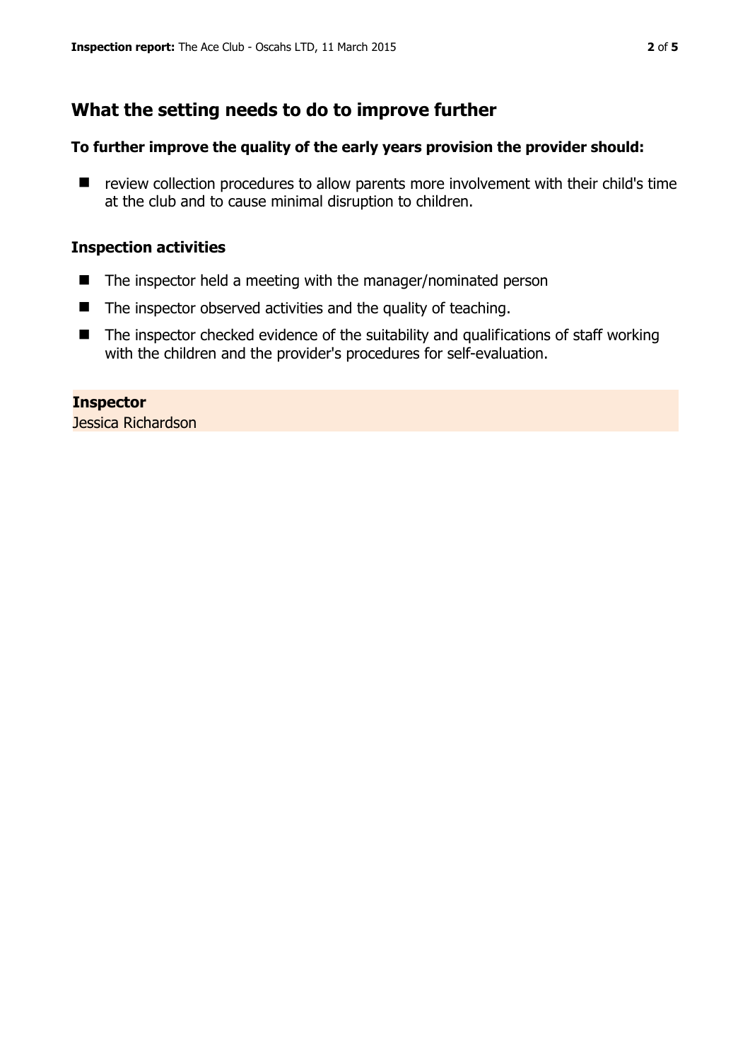## What the setting needs to do to improve further

### To further improve the quality of the early years provision the provider should:

- review collection procedures to allow parents more involvement with their child's time at the club and to cause minimal disruption to children.

### Inspection activities

- The inspector held a meeting with the manager/nominated person
- The inspector observed activities and the quality of teaching.
- The inspector checked evidence of the suitability and qualifications of staff working with the children and the provider's procedures for self-evaluation.

**Inspector**
Jessica Richardson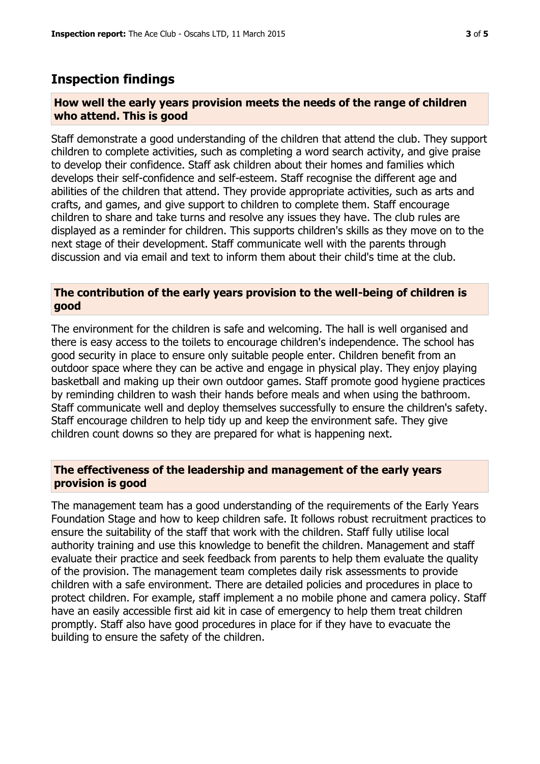## Inspection findings

### How well the early years provision meets the needs of the range of children who attend. This is good

Staff demonstrate a good understanding of the children that attend the club. They support children to complete activities, such as completing a word search activity, and give praise to develop their confidence. Staff ask children about their homes and families which develops their self-confidence and self-esteem. Staff recognise the different age and abilities of the children that attend. They provide appropriate activities, such as arts and crafts, and games, and give support to children to complete them. Staff encourage children to share and take turns and resolve any issues they have. The club rules are displayed as a reminder for children. This supports children's skills as they move on to the next stage of their development. Staff communicate well with the parents through discussion and via email and text to inform them about their child's time at the club.

### The contribution of the early years provision to the well-being of children is good

The environment for the children is safe and welcoming. The hall is well organised and there is easy access to the toilets to encourage children's independence. The school has good security in place to ensure only suitable people enter. Children benefit from an outdoor space where they can be active and engage in physical play. They enjoy playing basketball and making up their own outdoor games. Staff promote good hygiene practices by reminding children to wash their hands before meals and when using the bathroom. Staff communicate well and deploy themselves successfully to ensure the children's safety. Staff encourage children to help tidy up and keep the environment safe. They give children count downs so they are prepared for what is happening next.

### The effectiveness of the leadership and management of the early years provision is good

The management team has a good understanding of the requirements of the Early Years Foundation Stage and how to keep children safe. It follows robust recruitment practices to ensure the suitability of the staff that work with the children. Staff fully utilise local authority training and use this knowledge to benefit the children. Management and staff evaluate their practice and seek feedback from parents to help them evaluate the quality of the provision. The management team completes daily risk assessments to provide children with a safe environment. There are detailed policies and procedures in place to protect children. For example, staff implement a no mobile phone and camera policy. Staff have an easily accessible first aid kit in case of emergency to help them treat children promptly. Staff also have good procedures in place for if they have to evacuate the building to ensure the safety of the children.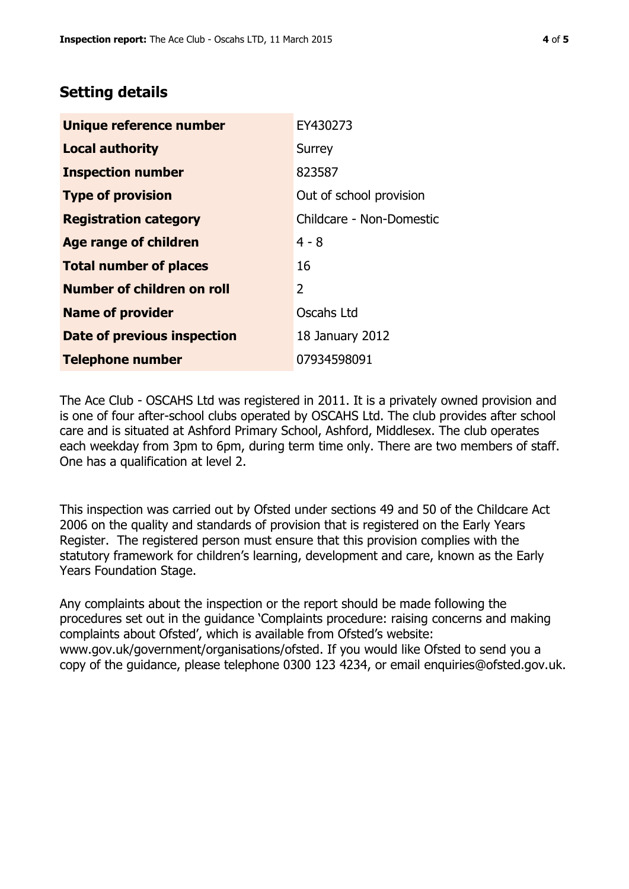## Setting details

| | |
|---|---|
| **Unique reference number** | EY430273 |
| **Local authority** | Surrey |
| **Inspection number** | 823587 |
| **Type of provision** | Out of school provision |
| **Registration category** | Childcare - Non-Domestic |
| **Age range of children** | 4 - 8 |
| **Total number of places** | 16 |
| **Number of children on roll** | 2 |
| **Name of provider** | Oscahs Ltd |
| **Date of previous inspection** | 18 January 2012 |
| **Telephone number** | 07934598091 |

The Ace Club - OSCAHS Ltd was registered in 2011. It is a privately owned provision and is one of four after-school clubs operated by OSCAHS Ltd. The club provides after school care and is situated at Ashford Primary School, Ashford, Middlesex. The club operates each weekday from 3pm to 6pm, during term time only. There are two members of staff. One has a qualification at level 2.

This inspection was carried out by Ofsted under sections 49 and 50 of the Childcare Act 2006 on the quality and standards of provision that is registered on the Early Years Register. The registered person must ensure that this provision complies with the statutory framework for children's learning, development and care, known as the Early Years Foundation Stage.

Any complaints about the inspection or the report should be made following the procedures set out in the guidance 'Complaints procedure: raising concerns and making complaints about Ofsted', which is available from Ofsted's website: www.gov.uk/government/organisations/ofsted. If you would like Ofsted to send you a copy of the guidance, please telephone 0300 123 4234, or email enquiries@ofsted.gov.uk.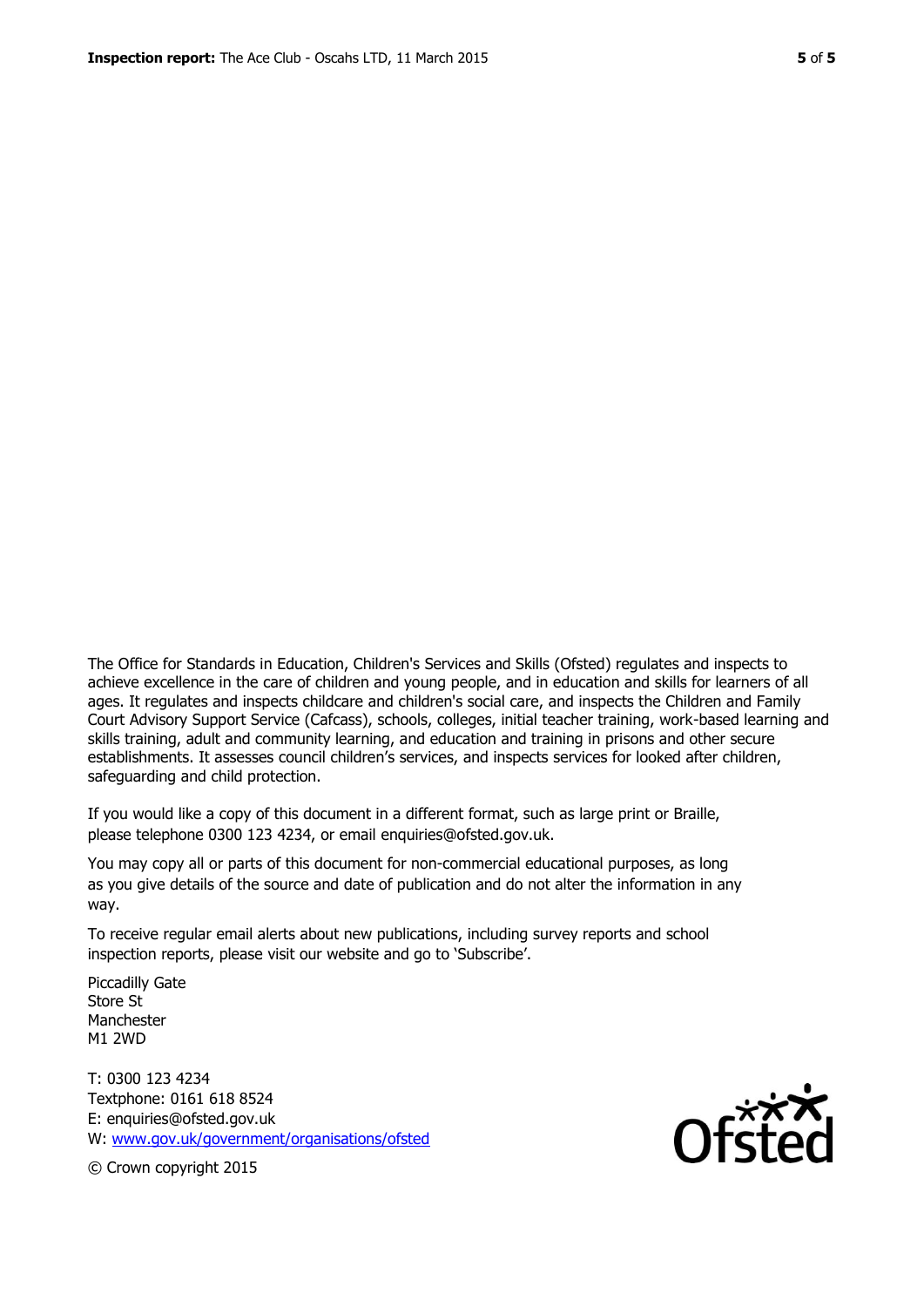The Office for Standards in Education, Children's Services and Skills (Ofsted) regulates and inspects to achieve excellence in the care of children and young people, and in education and skills for learners of all ages. It regulates and inspects childcare and children's social care, and inspects the Children and Family Court Advisory Support Service (Cafcass), schools, colleges, initial teacher training, work-based learning and skills training, adult and community learning, and education and training in prisons and other secure establishments. It assesses council children's services, and inspects services for looked after children, safeguarding and child protection.

If you would like a copy of this document in a different format, such as large print or Braille, please telephone 0300 123 4234, or email enquiries@ofsted.gov.uk.

You may copy all or parts of this document for non-commercial educational purposes, as long as you give details of the source and date of publication and do not alter the information in any way.

To receive regular email alerts about new publications, including survey reports and school inspection reports, please visit our website and go to 'Subscribe'.

Piccadilly Gate
Store St
Manchester
M1 2WD

T: 0300 123 4234
Textphone: 0161 618 8524
E: enquiries@ofsted.gov.uk
W: [www.gov.uk/government/organisations/ofsted](http://www.gov.uk/government/organisations/ofsted)

© Crown copyright 2015